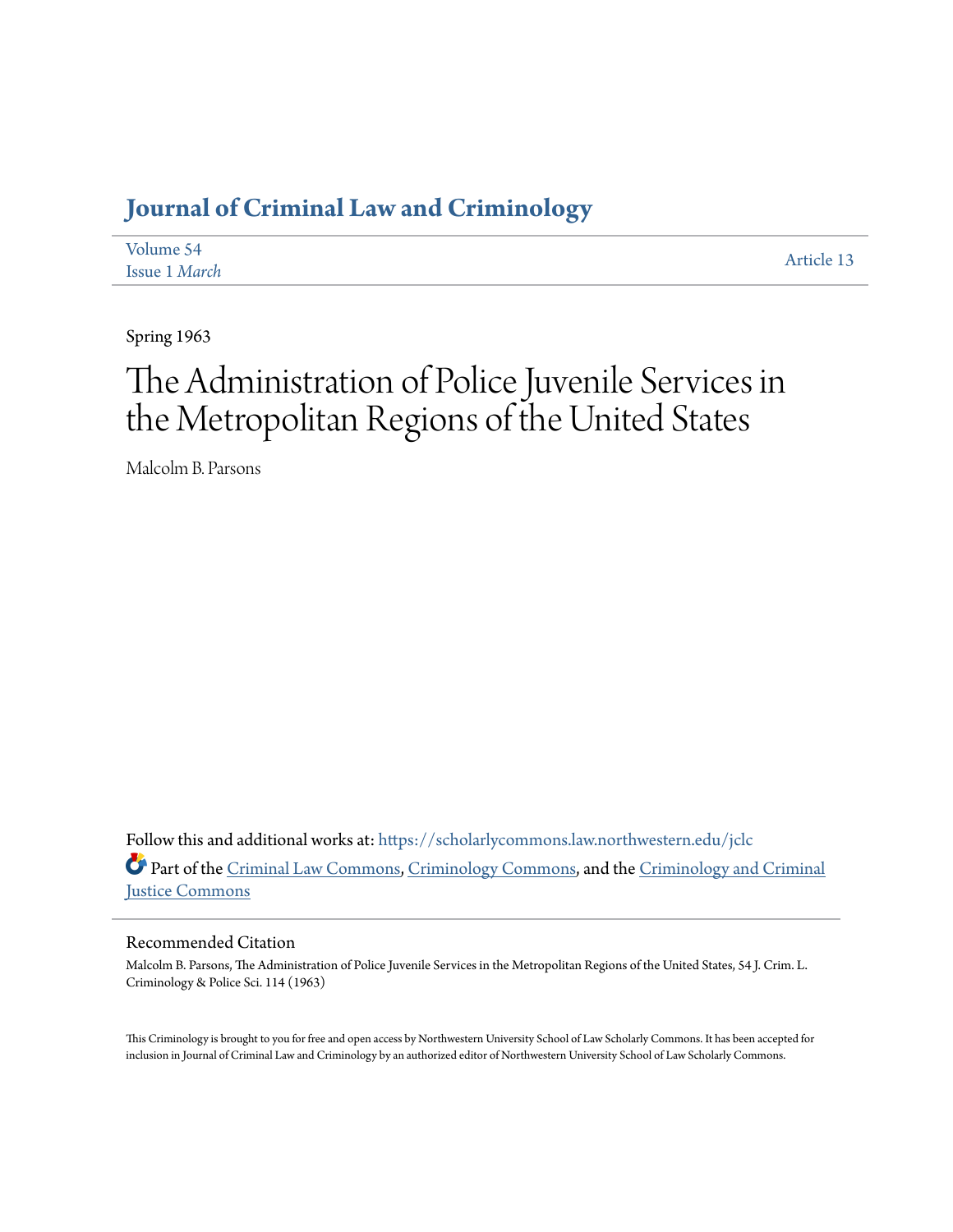# Journal of Criminal Law and Criminology

Volume 54
Issue 1 *March*

Article 13

Spring 1963

# The Administration of Police Juvenile Services in the Metropolitan Regions of the United States

Malcolm B. Parsons

Follow this and additional works at: https://scholarlycommons.law.northwestern.edu/jclc

Part of the Criminal Law Commons, Criminology Commons, and the Criminology and Criminal Justice Commons

## Recommended Citation

Malcolm B. Parsons, The Administration of Police Juvenile Services in the Metropolitan Regions of the United States, 54 J. Crim. L. Criminology & Police Sci. 114 (1963)

This Criminology is brought to you for free and open access by Northwestern University School of Law Scholarly Commons. It has been accepted for inclusion in Journal of Criminal Law and Criminology by an authorized editor of Northwestern University School of Law Scholarly Commons.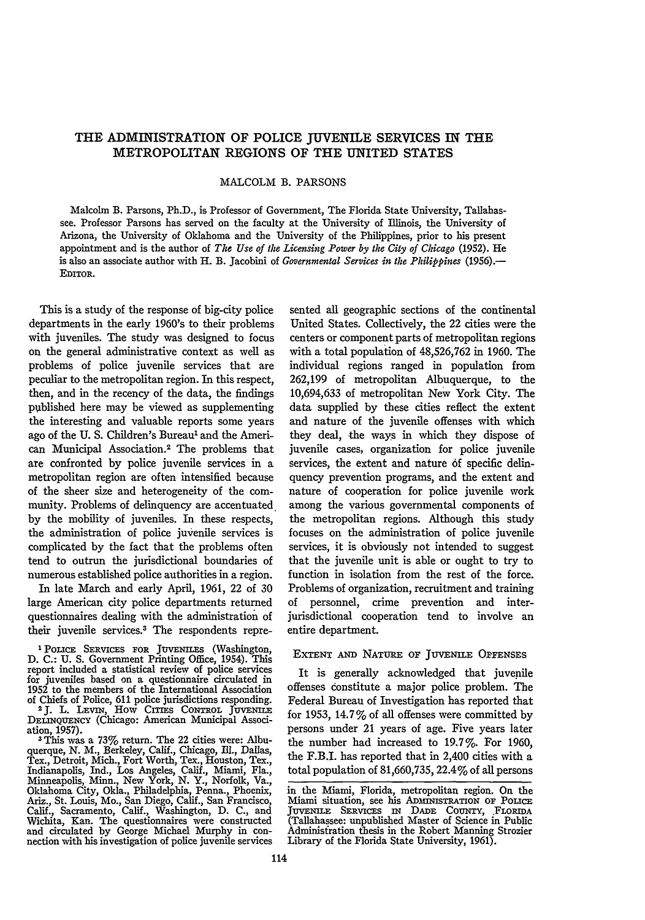# THE ADMINISTRATION OF POLICE JUVENILE SERVICES IN THE METROPOLITAN REGIONS OF THE UNITED STATES

MALCOLM B. PARSONS

Malcolm B. Parsons, Ph.D., is Professor of Government, The Florida State University, Tallahassee. Professor Parsons has served on the faculty at the University of Illinois, the University of Arizona, the University of Oklahoma and the University of the Philippines, prior to his present appointment and is the author of *The Use of the Licensing Power by the City of Chicago* (1952). He is also an associate author with H. B. Jacobini of *Governmental Services in the Philippines* (1956).—EDITOR.

This is a study of the response of big-city police departments in the early 1960's to their problems with juveniles. The study was designed to focus on the general administrative context as well as problems of police juvenile services that are peculiar to the metropolitan region. In this respect, then, and in the recency of the data, the findings published here may be viewed as supplementing the interesting and valuable reports some years ago of the U. S. Children's Bureau[1] and the American Municipal Association.[2] The problems that are confronted by police juvenile services in a metropolitan region are often intensified because of the sheer size and heterogeneity of the community. Problems of delinquency are accentuated by the mobility of juveniles. In these respects, the administration of police juvenile services is complicated by the fact that the problems often tend to outrun the jurisdictional boundaries of numerous established police authorities in a region.

In late March and early April, 1961, 22 of 30 large American city police departments returned questionnaires dealing with the administration of their juvenile services.[3] The respondents represented all geographic sections of the continental United States. Collectively, the 22 cities were the centers or component parts of metropolitan regions with a total population of 48,526,762 in 1960. The individual regions ranged in population from 262,199 of metropolitan Albuquerque, to the 10,694,633 of metropolitan New York City. The data supplied by these cities reflect the extent and nature of the juvenile offenses with which they deal, the ways in which they dispose of juvenile cases, organization for police juvenile services, the extent and nature of specific delinquency prevention programs, and the extent and nature of cooperation for police juvenile work among the various governmental components of the metropolitan regions. Although this study focuses on the administration of police juvenile services, it is obviously not intended to suggest that the juvenile unit is able or ought to try to function in isolation from the rest of the force. Problems of organization, recruitment and training of personnel, crime prevention and inter-jurisdictional cooperation tend to involve an entire department.

## EXTENT AND NATURE OF JUVENILE OFFENSES

It is generally acknowledged that juvenile offenses constitute a major police problem. The Federal Bureau of Investigation has reported that for 1953, 14.7% of all offenses were committed by persons under 21 years of age. Five years later the number had increased to 19.7%. For 1960, the F.B.I. has reported that in 2,400 cities with a total population of 81,660,735, 22.4% of all persons

---

[1] POLICE SERVICES FOR JUVENILES (Washington, D. C.: U. S. Government Printing Office, 1954). This report included a statistical review of police services for juveniles based on a questionnaire circulated in 1952 to the members of the International Association of Chiefs of Police, 611 police jurisdictions responding.

[2] J. L. LEVIN, HOW CITIES CONTROL JUVENILE DELINQUENCY (Chicago: American Municipal Association, 1957).

[3] This was a 73% return. The 22 cities were: Albuquerque, N. M., Berkeley, Calif., Chicago, Ill., Dallas, Tex., Detroit, Mich., Fort Worth, Tex., Houston, Tex., Indianapolis, Ind., Los Angeles, Calif., Miami, Fla., Minneapolis, Minn., New York, N. Y., Norfolk, Va., Oklahoma City, Okla., Philadelphia, Penna., Phoenix, Ariz., St. Louis, Mo., San Diego, Calif., San Francisco, Calif., Sacramento, Calif., Washington, D. C., and Wichita, Kan. The questionnaires were constructed and circulated by George Michael Murphy in connection with his investigation of police juvenile services in the Miami, Florida, metropolitan region. On the Miami situation, see his ADMINISTRATION OF POLICE JUVENILE SERVICES IN DADE COUNTY, FLORIDA (Tallahassee: unpublished Master of Science in Public Administration thesis in the Robert Manning Strozier Library of the Florida State University, 1961).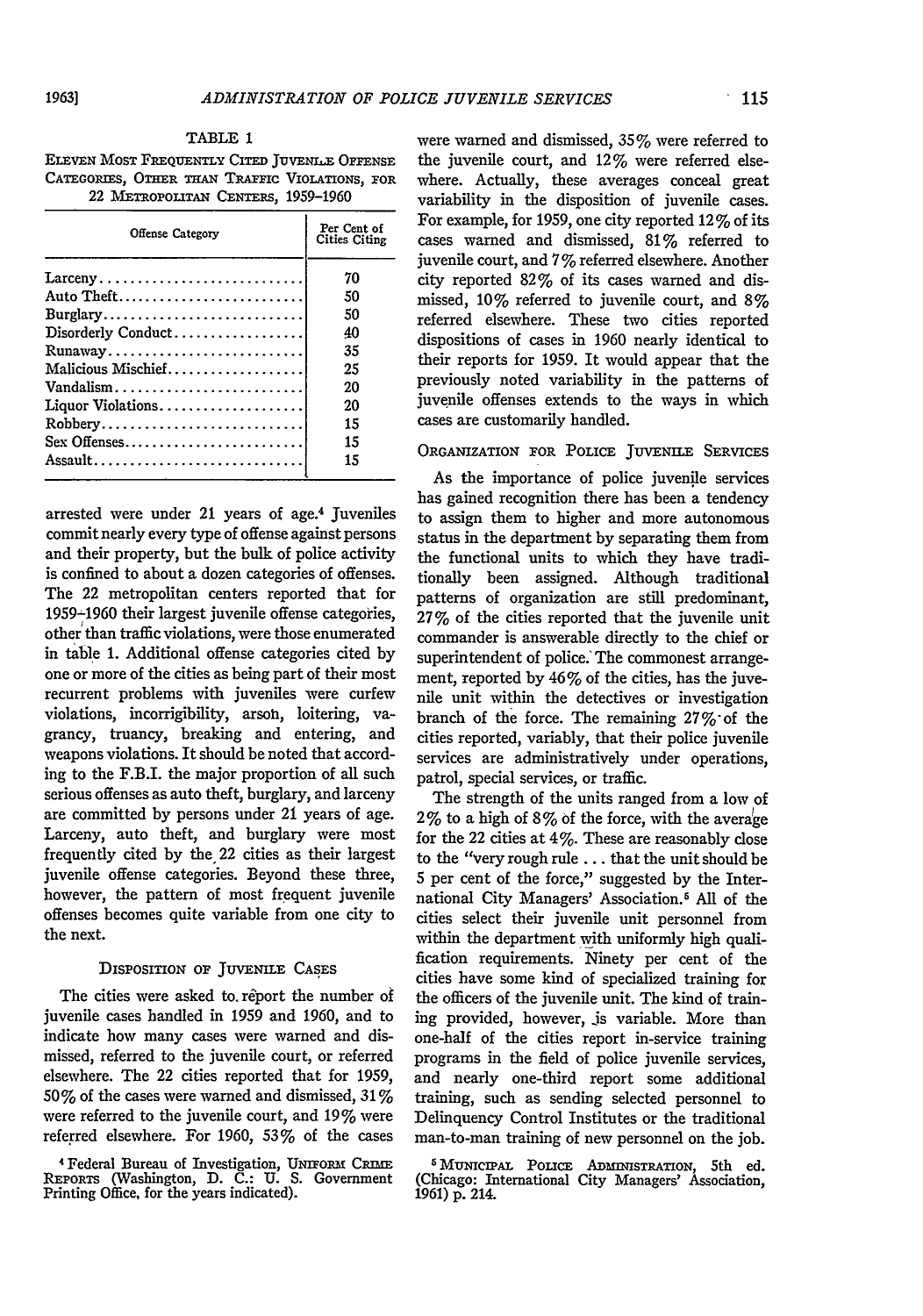TABLE 1

ELEVEN MOST FREQUENTLY CITED JUVENILE OFFENSE CATEGORIES, OTHER THAN TRAFFIC VIOLATIONS, FOR 22 METROPOLITAN CENTERS, 1959–1960

| Offense Category | Per Cent of Cities Citing |
|---|---|
| Larceny | 70 |
| Auto Theft | 50 |
| Burglary | 50 |
| Disorderly Conduct | 40 |
| Runaway | 35 |
| Malicious Mischief | 25 |
| Vandalism | 20 |
| Liquor Violations | 20 |
| Robbery | 15 |
| Sex Offenses | 15 |
| Assault | 15 |

arrested were under 21 years of age.[4] Juveniles commit nearly every type of offense against persons and their property, but the bulk of police activity is confined to about a dozen categories of offenses. The 22 metropolitan centers reported that for 1959–1960 their largest juvenile offense categories, other than traffic violations, were those enumerated in table 1. Additional offense categories cited by one or more of the cities as being part of their most recurrent problems with juveniles were curfew violations, incorrigibility, arson, loitering, vagrancy, truancy, breaking and entering, and weapons violations. It should be noted that according to the F.B.I. the major proportion of all such serious offenses as auto theft, burglary, and larceny are committed by persons under 21 years of age. Larceny, auto theft, and burglary were most frequently cited by the 22 cities as their largest juvenile offense categories. Beyond these three, however, the pattern of most frequent juvenile offenses becomes quite variable from one city to the next.

## DISPOSITION OF JUVENILE CASES

The cities were asked to report the number of juvenile cases handled in 1959 and 1960, and to indicate how many cases were warned and dismissed, referred to the juvenile court, or referred elsewhere. The 22 cities reported that for 1959, 50% of the cases were warned and dismissed, 31% were referred to the juvenile court, and 19% were referred elsewhere. For 1960, 53% of the cases were warned and dismissed, 35% were referred to the juvenile court, and 12% were referred elsewhere. Actually, these averages conceal great variability in the disposition of juvenile cases. For example, for 1959, one city reported 12% of its cases warned and dismissed, 81% referred to juvenile court, and 7% referred elsewhere. Another city reported 82% of its cases warned and dismissed, 10% referred to juvenile court, and 8% referred elsewhere. These two cities reported dispositions of cases in 1960 nearly identical to their reports for 1959. It would appear that the previously noted variability in the patterns of juvenile offenses extends to the ways in which cases are customarily handled.

## ORGANIZATION FOR POLICE JUVENILE SERVICES

As the importance of police juvenile services has gained recognition there has been a tendency to assign them to higher and more autonomous status in the department by separating them from the functional units to which they have traditionally been assigned. Although traditional patterns of organization are still predominant, 27% of the cities reported that the juvenile unit commander is answerable directly to the chief or superintendent of police. The commonest arrangement, reported by 46% of the cities, has the juvenile unit within the detectives or investigation branch of the force. The remaining 27% of the cities reported, variably, that their police juvenile services are administratively under operations, patrol, special services, or traffic.

The strength of the units ranged from a low of 2% to a high of 8% of the force, with the average for the 22 cities at 4%. These are reasonably close to the "very rough rule . . . that the unit should be 5 per cent of the force," suggested by the International City Managers' Association.[5] All of the cities select their juvenile unit personnel from within the department with uniformly high qualification requirements. Ninety per cent of the cities have some kind of specialized training for the officers of the juvenile unit. The kind of training provided, however, is variable. More than one-half of the cities report in-service training programs in the field of police juvenile services, and nearly one-third report some additional training, such as sending selected personnel to Delinquency Control Institutes or the traditional man-to-man training of new personnel on the job.

[4] Federal Bureau of Investigation, UNIFORM CRIME REPORTS (Washington, D. C.: U. S. Government Printing Office, for the years indicated).

[5] MUNICIPAL POLICE ADMINISTRATION, 5th ed. (Chicago: International City Managers' Association, 1961) p. 214.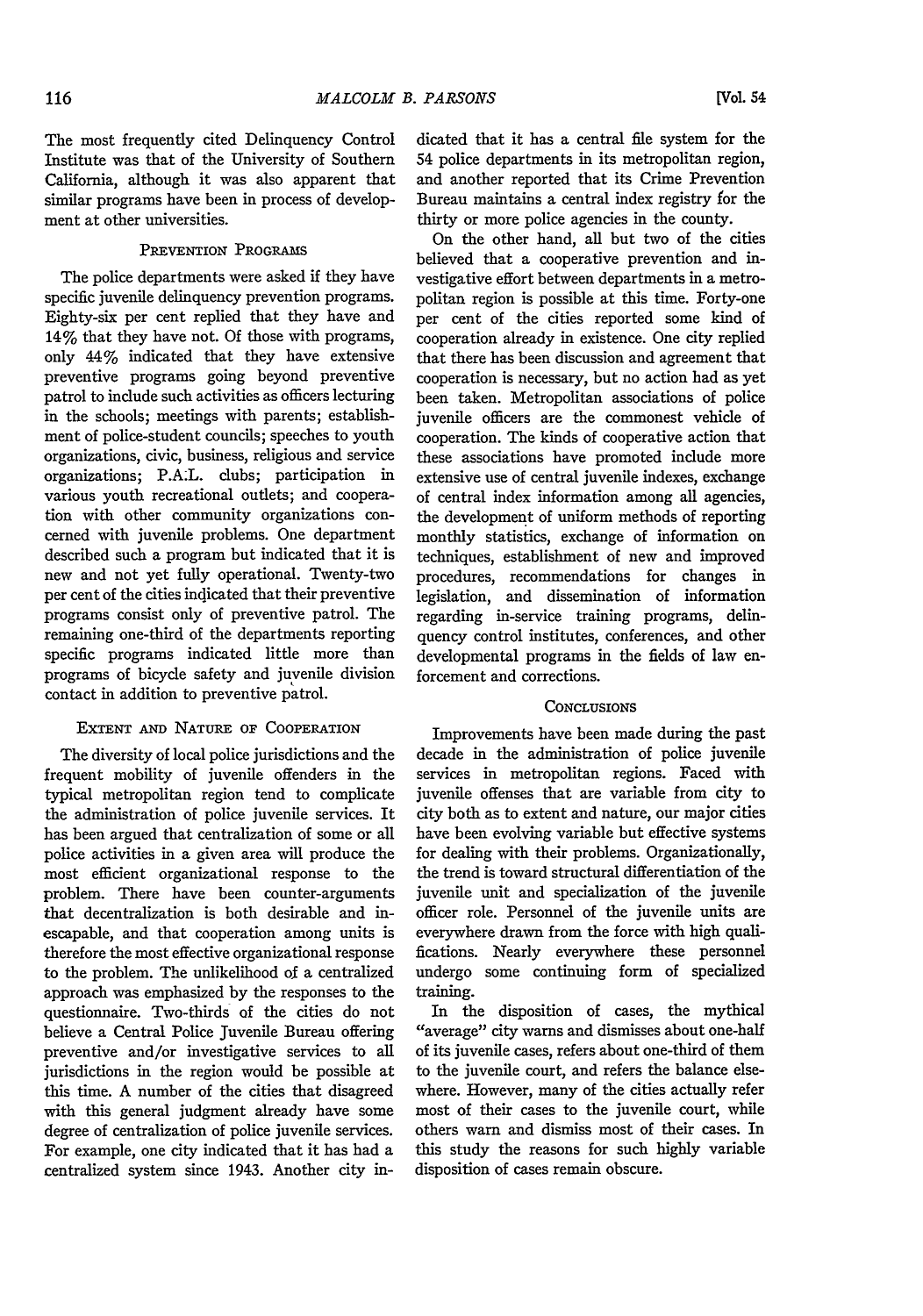The most frequently cited Delinquency Control Institute was that of the University of Southern California, although it was also apparent that similar programs have been in process of development at other universities.

## Prevention Programs

The police departments were asked if they have specific juvenile delinquency prevention programs. Eighty-six per cent replied that they have and 14% that they have not. Of those with programs, only 44% indicated that they have extensive preventive programs going beyond preventive patrol to include such activities as officers lecturing in the schools; meetings with parents; establishment of police-student councils; speeches to youth organizations, civic, business, religious and service organizations; P.A.L. clubs; participation in various youth recreational outlets; and cooperation with other community organizations concerned with juvenile problems. One department described such a program but indicated that it is new and not yet fully operational. Twenty-two per cent of the cities indicated that their preventive programs consist only of preventive patrol. The remaining one-third of the departments reporting specific programs indicated little more than programs of bicycle safety and juvenile division contact in addition to preventive patrol.

## Extent and Nature of Cooperation

The diversity of local police jurisdictions and the frequent mobility of juvenile offenders in the typical metropolitan region tend to complicate the administration of police juvenile services. It has been argued that centralization of some or all police activities in a given area will produce the most efficient organizational response to the problem. There have been counter-arguments that decentralization is both desirable and inescapable, and that cooperation among units is therefore the most effective organizational response to the problem. The unlikelihood of a centralized approach was emphasized by the responses to the questionnaire. Two-thirds of the cities do not believe a Central Police Juvenile Bureau offering preventive and/or investigative services to all jurisdictions in the region would be possible at this time. A number of the cities that disagreed with this general judgment already have some degree of centralization of police juvenile services. For example, one city indicated that it has had a centralized system since 1943. Another city indicated that it has a central file system for the 54 police departments in its metropolitan region, and another reported that its Crime Prevention Bureau maintains a central index registry for the thirty or more police agencies in the county.

On the other hand, all but two of the cities believed that a cooperative prevention and investigative effort between departments in a metropolitan region is possible at this time. Forty-one per cent of the cities reported some kind of cooperation already in existence. One city replied that there has been discussion and agreement that cooperation is necessary, but no action had as yet been taken. Metropolitan associations of police juvenile officers are the commonest vehicle of cooperation. The kinds of cooperative action that these associations have promoted include more extensive use of central juvenile indexes, exchange of central index information among all agencies, the development of uniform methods of reporting monthly statistics, exchange of information on techniques, establishment of new and improved procedures, recommendations for changes in legislation, and dissemination of information regarding in-service training programs, delinquency control institutes, conferences, and other developmental programs in the fields of law enforcement and corrections.

## Conclusions

Improvements have been made during the past decade in the administration of police juvenile services in metropolitan regions. Faced with juvenile offenses that are variable from city to city both as to extent and nature, our major cities have been evolving variable but effective systems for dealing with their problems. Organizationally, the trend is toward structural differentiation of the juvenile unit and specialization of the juvenile officer role. Personnel of the juvenile units are everywhere drawn from the force with high qualifications. Nearly everywhere these personnel undergo some continuing form of specialized training.

In the disposition of cases, the mythical "average" city warns and dismisses about one-half of its juvenile cases, refers about one-third of them to the juvenile court, and refers the balance elsewhere. However, many of the cities actually refer most of their cases to the juvenile court, while others warn and dismiss most of their cases. In this study the reasons for such highly variable disposition of cases remain obscure.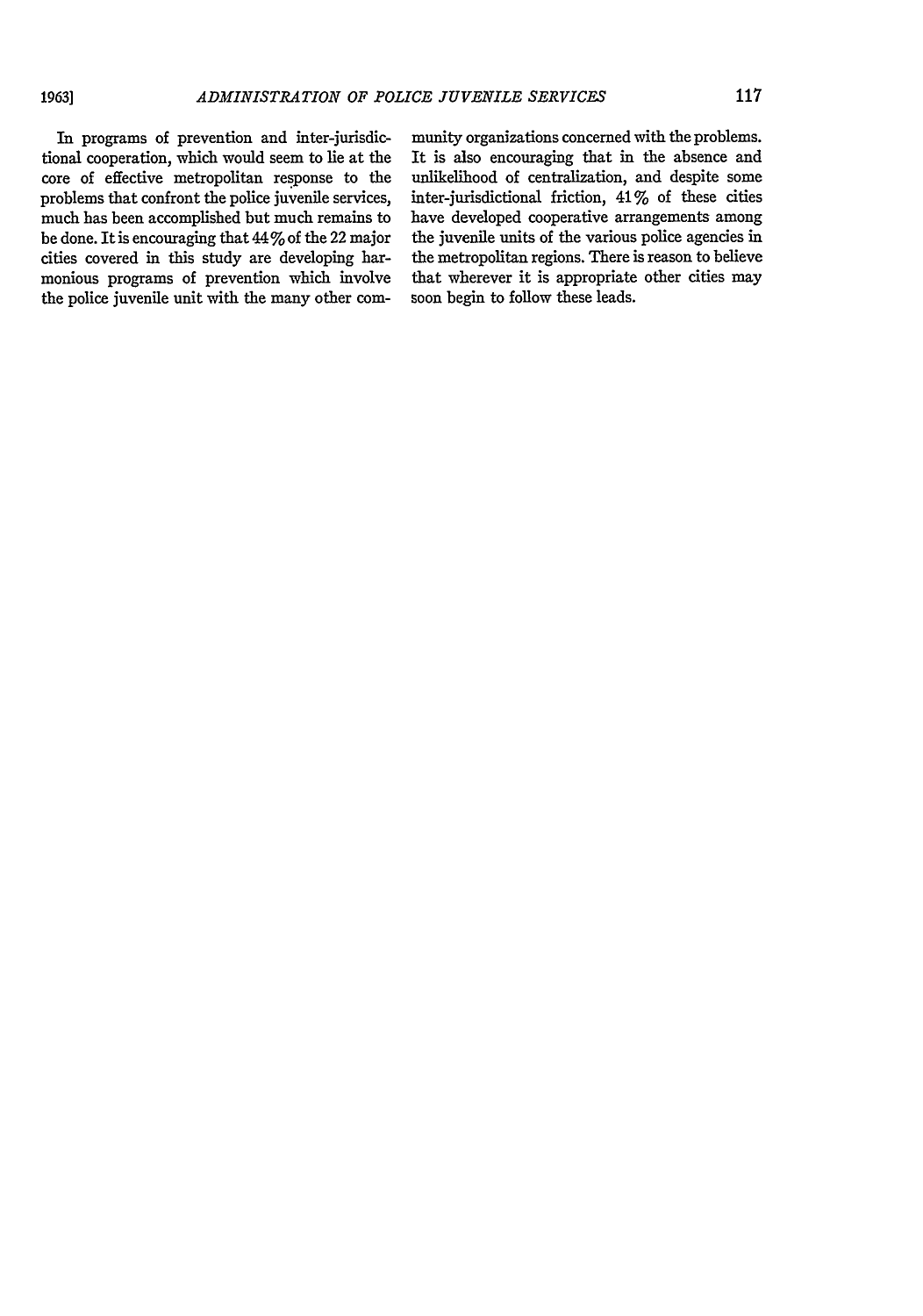In programs of prevention and inter-jurisdictional cooperation, which would seem to lie at the core of effective metropolitan response to the problems that confront the police juvenile services, much has been accomplished but much remains to be done. It is encouraging that 44% of the 22 major cities covered in this study are developing harmonious programs of prevention which involve the police juvenile unit with the many other community organizations concerned with the problems. It is also encouraging that in the absence and unlikelihood of centralization, and despite some inter-jurisdictional friction, 41% of these cities have developed cooperative arrangements among the juvenile units of the various police agencies in the metropolitan regions. There is reason to believe that wherever it is appropriate other cities may soon begin to follow these leads.